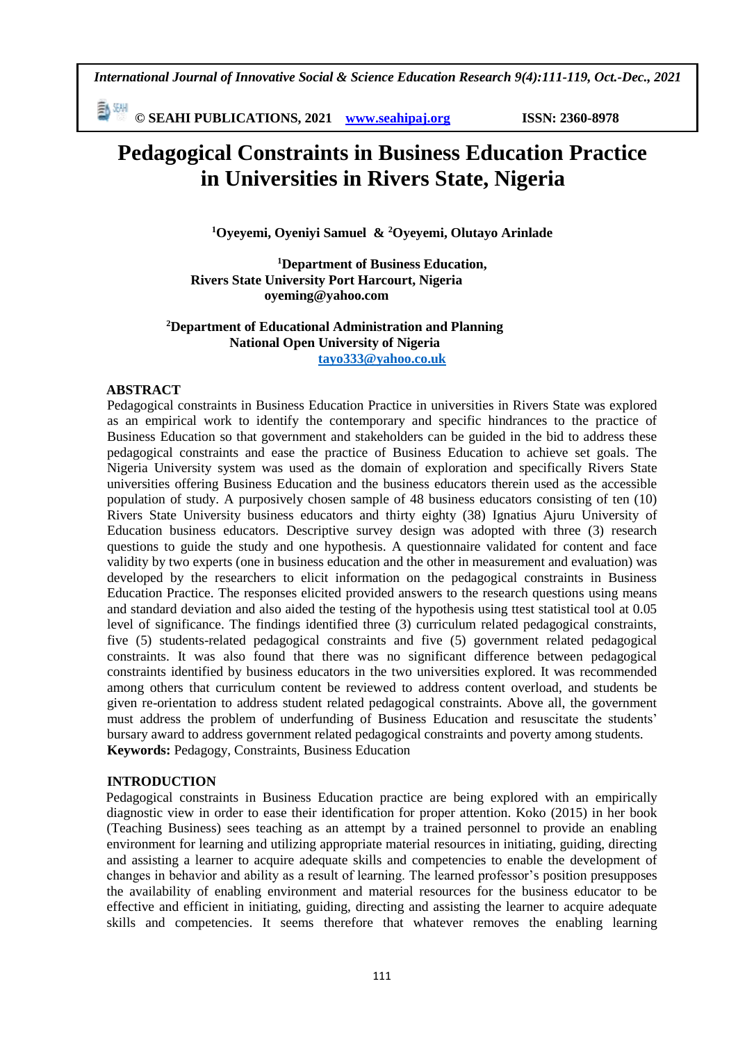# Pedagogical Constraints in Business Education Practice in Universities in Rivers State, Nigeria

[1]Oyeyemi, Oyeniyi Samuel & [2]Oyeyemi, Olutayo Arinlade

[1]Department of Business Education,
Rivers State University Port Harcourt, Nigeria
oyeming@yahoo.com

[2]Department of Educational Administration and Planning
National Open University of Nigeria
tayo333@yahoo.co.uk

## ABSTRACT

Pedagogical constraints in Business Education Practice in universities in Rivers State was explored as an empirical work to identify the contemporary and specific hindrances to the practice of Business Education so that government and stakeholders can be guided in the bid to address these pedagogical constraints and ease the practice of Business Education to achieve set goals. The Nigeria University system was used as the domain of exploration and specifically Rivers State universities offering Business Education and the business educators therein used as the accessible population of study. A purposively chosen sample of 48 business educators consisting of ten (10) Rivers State University business educators and thirty eighty (38) Ignatius Ajuru University of Education business educators. Descriptive survey design was adopted with three (3) research questions to guide the study and one hypothesis. A questionnaire validated for content and face validity by two experts (one in business education and the other in measurement and evaluation) was developed by the researchers to elicit information on the pedagogical constraints in Business Education Practice. The responses elicited provided answers to the research questions using means and standard deviation and also aided the testing of the hypothesis using ttest statistical tool at 0.05 level of significance. The findings identified three (3) curriculum related pedagogical constraints, five (5) students-related pedagogical constraints and five (5) government related pedagogical constraints. It was also found that there was no significant difference between pedagogical constraints identified by business educators in the two universities explored. It was recommended among others that curriculum content be reviewed to address content overload, and students be given re-orientation to address student related pedagogical constraints. Above all, the government must address the problem of underfunding of Business Education and resuscitate the students' bursary award to address government related pedagogical constraints and poverty among students.

**Keywords:** Pedagogy, Constraints, Business Education

## INTRODUCTION

Pedagogical constraints in Business Education practice are being explored with an empirically diagnostic view in order to ease their identification for proper attention. Koko (2015) in her book (Teaching Business) sees teaching as an attempt by a trained personnel to provide an enabling environment for learning and utilizing appropriate material resources in initiating, guiding, directing and assisting a learner to acquire adequate skills and competencies to enable the development of changes in behavior and ability as a result of learning. The learned professor's position presupposes the availability of enabling environment and material resources for the business educator to be effective and efficient in initiating, guiding, directing and assisting the learner to acquire adequate skills and competencies. It seems therefore that whatever removes the enabling learning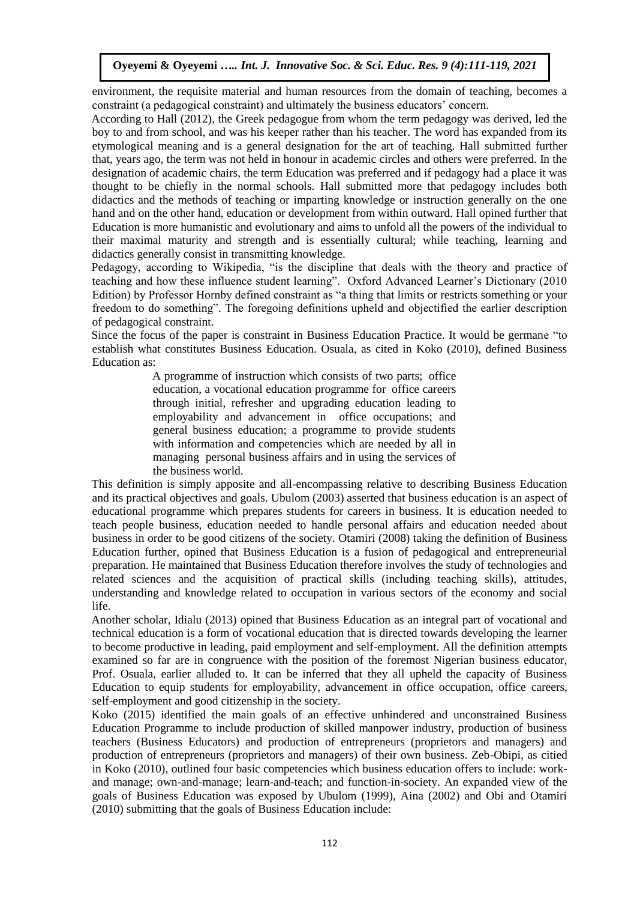environment, the requisite material and human resources from the domain of teaching, becomes a constraint (a pedagogical constraint) and ultimately the business educators' concern.

According to Hall (2012), the Greek pedagogue from whom the term pedagogy was derived, led the boy to and from school, and was his keeper rather than his teacher. The word has expanded from its etymological meaning and is a general designation for the art of teaching. Hall submitted further that, years ago, the term was not held in honour in academic circles and others were preferred. In the designation of academic chairs, the term Education was preferred and if pedagogy had a place it was thought to be chiefly in the normal schools. Hall submitted more that pedagogy includes both didactics and the methods of teaching or imparting knowledge or instruction generally on the one hand and on the other hand, education or development from within outward. Hall opined further that Education is more humanistic and evolutionary and aims to unfold all the powers of the individual to their maximal maturity and strength and is essentially cultural; while teaching, learning and didactics generally consist in transmitting knowledge.

Pedagogy, according to Wikipedia, "is the discipline that deals with the theory and practice of teaching and how these influence student learning". Oxford Advanced Learner's Dictionary (2010 Edition) by Professor Hornby defined constraint as "a thing that limits or restricts something or your freedom to do something". The foregoing definitions upheld and objectified the earlier description of pedagogical constraint.

Since the focus of the paper is constraint in Business Education Practice. It would be germane "to establish what constitutes Business Education. Osuala, as cited in Koko (2010), defined Business Education as:

> A programme of instruction which consists of two parts; office education, a vocational education programme for office careers through initial, refresher and upgrading education leading to employability and advancement in office occupations; and general business education; a programme to provide students with information and competencies which are needed by all in managing personal business affairs and in using the services of the business world.

This definition is simply apposite and all-encompassing relative to describing Business Education and its practical objectives and goals. Ubulom (2003) asserted that business education is an aspect of educational programme which prepares students for careers in business. It is education needed to teach people business, education needed to handle personal affairs and education needed about business in order to be good citizens of the society. Otamiri (2008) taking the definition of Business Education further, opined that Business Education is a fusion of pedagogical and entrepreneurial preparation. He maintained that Business Education therefore involves the study of technologies and related sciences and the acquisition of practical skills (including teaching skills), attitudes, understanding and knowledge related to occupation in various sectors of the economy and social life.

Another scholar, Idialu (2013) opined that Business Education as an integral part of vocational and technical education is a form of vocational education that is directed towards developing the learner to become productive in leading, paid employment and self-employment. All the definition attempts examined so far are in congruence with the position of the foremost Nigerian business educator, Prof. Osuala, earlier alluded to. It can be inferred that they all upheld the capacity of Business Education to equip students for employability, advancement in office occupation, office careers, self-employment and good citizenship in the society.

Koko (2015) identified the main goals of an effective unhindered and unconstrained Business Education Programme to include production of skilled manpower industry, production of business teachers (Business Educators) and production of entrepreneurs (proprietors and managers) and production of entrepreneurs (proprietors and managers) of their own business. Zeb-Obipi, as citied in Koko (2010), outlined four basic competencies which business education offers to include: work-and manage; own-and-manage; learn-and-teach; and function-in-society. An expanded view of the goals of Business Education was exposed by Ubulom (1999), Aina (2002) and Obi and Otamiri (2010) submitting that the goals of Business Education include: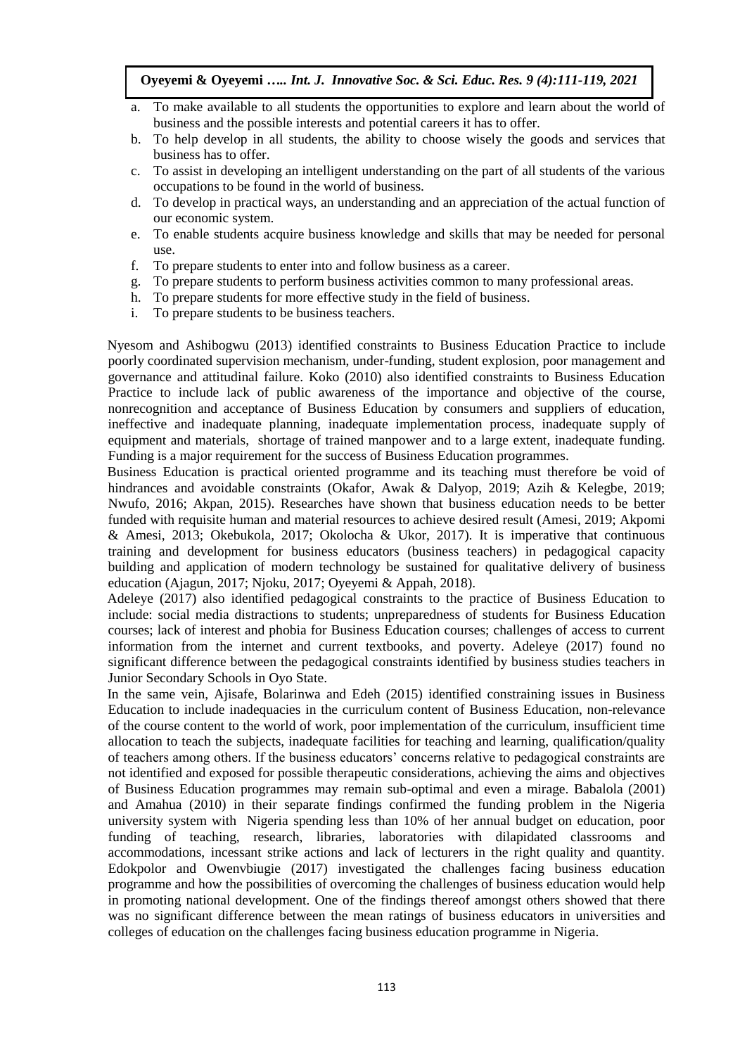a. To make available to all students the opportunities to explore and learn about the world of business and the possible interests and potential careers it has to offer.
b. To help develop in all students, the ability to choose wisely the goods and services that business has to offer.
c. To assist in developing an intelligent understanding on the part of all students of the various occupations to be found in the world of business.
d. To develop in practical ways, an understanding and an appreciation of the actual function of our economic system.
e. To enable students acquire business knowledge and skills that may be needed for personal use.
f. To prepare students to enter into and follow business as a career.
g. To prepare students to perform business activities common to many professional areas.
h. To prepare students for more effective study in the field of business.
i. To prepare students to be business teachers.

Nyesom and Ashibogwu (2013) identified constraints to Business Education Practice to include poorly coordinated supervision mechanism, under-funding, student explosion, poor management and governance and attitudinal failure. Koko (2010) also identified constraints to Business Education Practice to include lack of public awareness of the importance and objective of the course, nonrecognition and acceptance of Business Education by consumers and suppliers of education, ineffective and inadequate planning, inadequate implementation process, inadequate supply of equipment and materials, shortage of trained manpower and to a large extent, inadequate funding. Funding is a major requirement for the success of Business Education programmes.

Business Education is practical oriented programme and its teaching must therefore be void of hindrances and avoidable constraints (Okafor, Awak & Dalyop, 2019; Azih & Kelegbe, 2019; Nwufo, 2016; Akpan, 2015). Researches have shown that business education needs to be better funded with requisite human and material resources to achieve desired result (Amesi, 2019; Akpomi & Amesi, 2013; Okebukola, 2017; Okolocha & Ukor, 2017). It is imperative that continuous training and development for business educators (business teachers) in pedagogical capacity building and application of modern technology be sustained for qualitative delivery of business education (Ajagun, 2017; Njoku, 2017; Oyeyemi & Appah, 2018).

Adeleye (2017) also identified pedagogical constraints to the practice of Business Education to include: social media distractions to students; unpreparedness of students for Business Education courses; lack of interest and phobia for Business Education courses; challenges of access to current information from the internet and current textbooks, and poverty. Adeleye (2017) found no significant difference between the pedagogical constraints identified by business studies teachers in Junior Secondary Schools in Oyo State.

In the same vein, Ajisafe, Bolarinwa and Edeh (2015) identified constraining issues in Business Education to include inadequacies in the curriculum content of Business Education, non-relevance of the course content to the world of work, poor implementation of the curriculum, insufficient time allocation to teach the subjects, inadequate facilities for teaching and learning, qualification/quality of teachers among others. If the business educators' concerns relative to pedagogical constraints are not identified and exposed for possible therapeutic considerations, achieving the aims and objectives of Business Education programmes may remain sub-optimal and even a mirage. Babalola (2001) and Amahua (2010) in their separate findings confirmed the funding problem in the Nigeria university system with Nigeria spending less than 10% of her annual budget on education, poor funding of teaching, research, libraries, laboratories with dilapidated classrooms and accommodations, incessant strike actions and lack of lecturers in the right quality and quantity. Edokpolor and Owenvbiugie (2017) investigated the challenges facing business education programme and how the possibilities of overcoming the challenges of business education would help in promoting national development. One of the findings thereof amongst others showed that there was no significant difference between the mean ratings of business educators in universities and colleges of education on the challenges facing business education programme in Nigeria.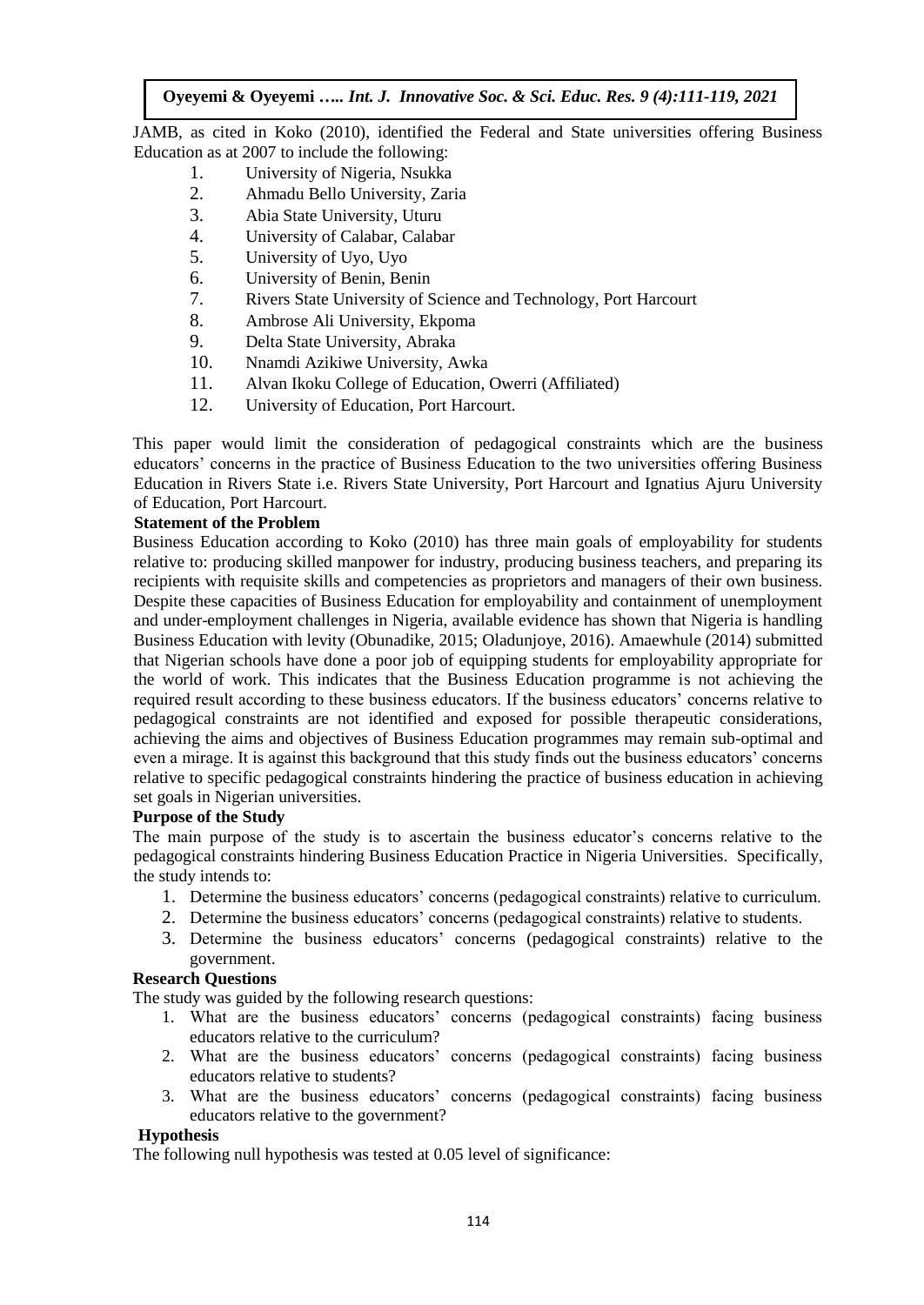JAMB, as cited in Koko (2010), identified the Federal and State universities offering Business Education as at 2007 to include the following:

1. University of Nigeria, Nsukka
2. Ahmadu Bello University, Zaria
3. Abia State University, Uturu
4. University of Calabar, Calabar
5. University of Uyo, Uyo
6. University of Benin, Benin
7. Rivers State University of Science and Technology, Port Harcourt
8. Ambrose Ali University, Ekpoma
9. Delta State University, Abraka
10. Nnamdi Azikiwe University, Awka
11. Alvan Ikoku College of Education, Owerri (Affiliated)
12. University of Education, Port Harcourt.

This paper would limit the consideration of pedagogical constraints which are the business educators' concerns in the practice of Business Education to the two universities offering Business Education in Rivers State i.e. Rivers State University, Port Harcourt and Ignatius Ajuru University of Education, Port Harcourt.

**Statement of the Problem**

Business Education according to Koko (2010) has three main goals of employability for students relative to: producing skilled manpower for industry, producing business teachers, and preparing its recipients with requisite skills and competencies as proprietors and managers of their own business. Despite these capacities of Business Education for employability and containment of unemployment and under-employment challenges in Nigeria, available evidence has shown that Nigeria is handling Business Education with levity (Obunadike, 2015; Oladunjoye, 2016). Amaewhule (2014) submitted that Nigerian schools have done a poor job of equipping students for employability appropriate for the world of work. This indicates that the Business Education programme is not achieving the required result according to these business educators. If the business educators' concerns relative to pedagogical constraints are not identified and exposed for possible therapeutic considerations, achieving the aims and objectives of Business Education programmes may remain sub-optimal and even a mirage. It is against this background that this study finds out the business educators' concerns relative to specific pedagogical constraints hindering the practice of business education in achieving set goals in Nigerian universities.

**Purpose of the Study**

The main purpose of the study is to ascertain the business educator's concerns relative to the pedagogical constraints hindering Business Education Practice in Nigeria Universities. Specifically, the study intends to:

1. Determine the business educators' concerns (pedagogical constraints) relative to curriculum.
2. Determine the business educators' concerns (pedagogical constraints) relative to students.
3. Determine the business educators' concerns (pedagogical constraints) relative to the government.

**Research Questions**

The study was guided by the following research questions:

1. What are the business educators' concerns (pedagogical constraints) facing business educators relative to the curriculum?
2. What are the business educators' concerns (pedagogical constraints) facing business educators relative to students?
3. What are the business educators' concerns (pedagogical constraints) facing business educators relative to the government?

**Hypothesis**

The following null hypothesis was tested at 0.05 level of significance: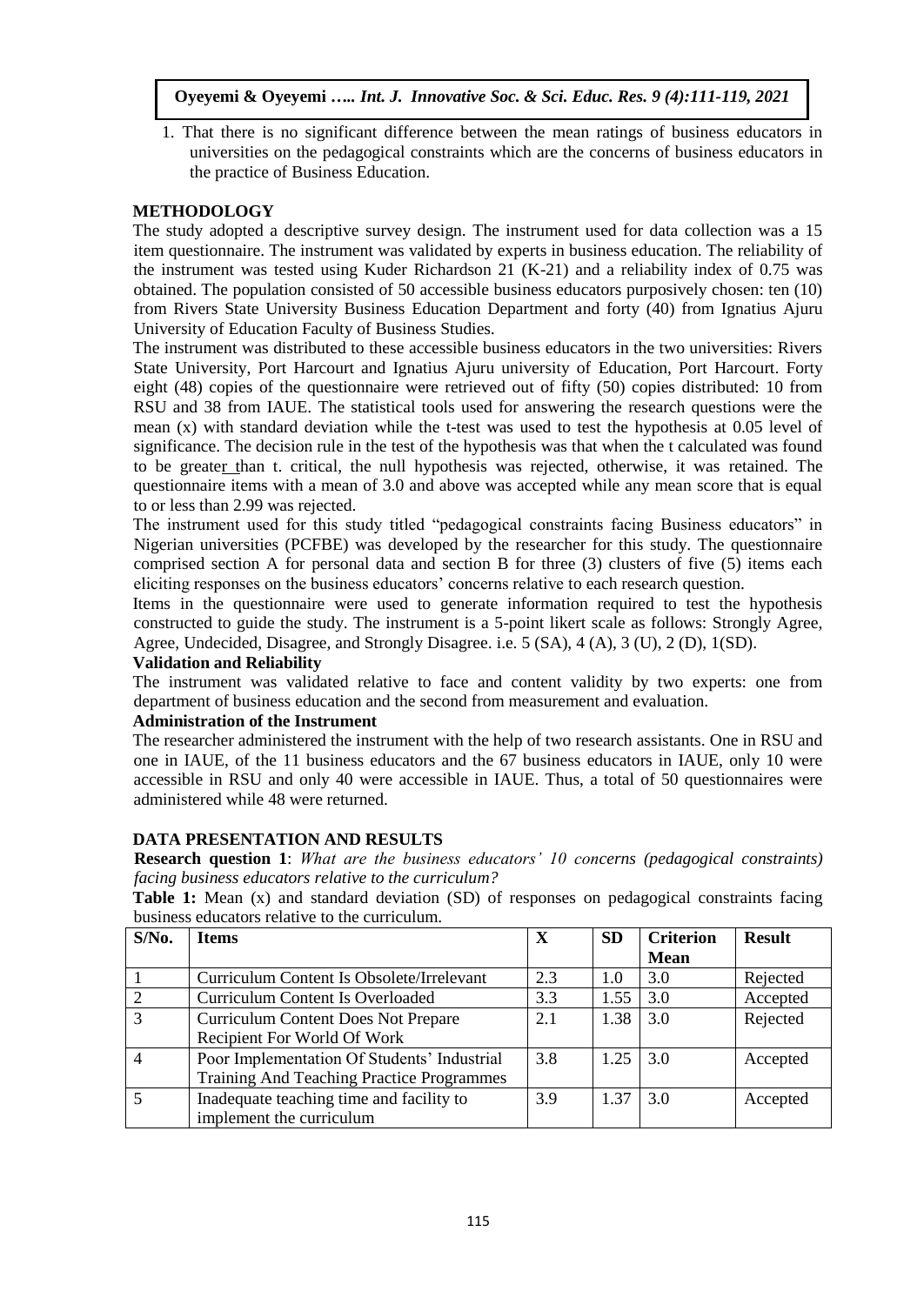1. That there is no significant difference between the mean ratings of business educators in universities on the pedagogical constraints which are the concerns of business educators in the practice of Business Education.

## METHODOLOGY

The study adopted a descriptive survey design. The instrument used for data collection was a 15 item questionnaire. The instrument was validated by experts in business education. The reliability of the instrument was tested using Kuder Richardson 21 (K-21) and a reliability index of 0.75 was obtained. The population consisted of 50 accessible business educators purposively chosen: ten (10) from Rivers State University Business Education Department and forty (40) from Ignatius Ajuru University of Education Faculty of Business Studies.

The instrument was distributed to these accessible business educators in the two universities: Rivers State University, Port Harcourt and Ignatius Ajuru university of Education, Port Harcourt. Forty eight (48) copies of the questionnaire were retrieved out of fifty (50) copies distributed: 10 from RSU and 38 from IAUE. The statistical tools used for answering the research questions were the mean (x) with standard deviation while the t-test was used to test the hypothesis at 0.05 level of significance. The decision rule in the test of the hypothesis was that when the t calculated was found to be greater than t. critical, the null hypothesis was rejected, otherwise, it was retained. The questionnaire items with a mean of 3.0 and above was accepted while any mean score that is equal to or less than 2.99 was rejected.

The instrument used for this study titled "pedagogical constraints facing Business educators" in Nigerian universities (PCFBE) was developed by the researcher for this study. The questionnaire comprised section A for personal data and section B for three (3) clusters of five (5) items each eliciting responses on the business educators' concerns relative to each research question.

Items in the questionnaire were used to generate information required to test the hypothesis constructed to guide the study. The instrument is a 5-point likert scale as follows: Strongly Agree, Agree, Undecided, Disagree, and Strongly Disagree. i.e. 5 (SA), 4 (A), 3 (U), 2 (D), 1(SD).

### Validation and Reliability

The instrument was validated relative to face and content validity by two experts: one from department of business education and the second from measurement and evaluation.

### Administration of the Instrument

The researcher administered the instrument with the help of two research assistants. One in RSU and one in IAUE, of the 11 business educators and the 67 business educators in IAUE, only 10 were accessible in RSU and only 40 were accessible in IAUE. Thus, a total of 50 questionnaires were administered while 48 were returned.

## DATA PRESENTATION AND RESULTS

**Research question 1**: *What are the business educators' 10 concerns (pedagogical constraints) facing business educators relative to the curriculum?*

**Table 1:** Mean (x) and standard deviation (SD) of responses on pedagogical constraints facing business educators relative to the curriculum.

| S/No. | Items | X | SD | Criterion Mean | Result |
|---|---|---|---|---|---|
| 1 | Curriculum Content Is Obsolete/Irrelevant | 2.3 | 1.0 | 3.0 | Rejected |
| 2 | Curriculum Content Is Overloaded | 3.3 | 1.55 | 3.0 | Accepted |
| 3 | Curriculum Content Does Not Prepare Recipient For World Of Work | 2.1 | 1.38 | 3.0 | Rejected |
| 4 | Poor Implementation Of Students' Industrial Training And Teaching Practice Programmes | 3.8 | 1.25 | 3.0 | Accepted |
| 5 | Inadequate teaching time and facility to implement the curriculum | 3.9 | 1.37 | 3.0 | Accepted |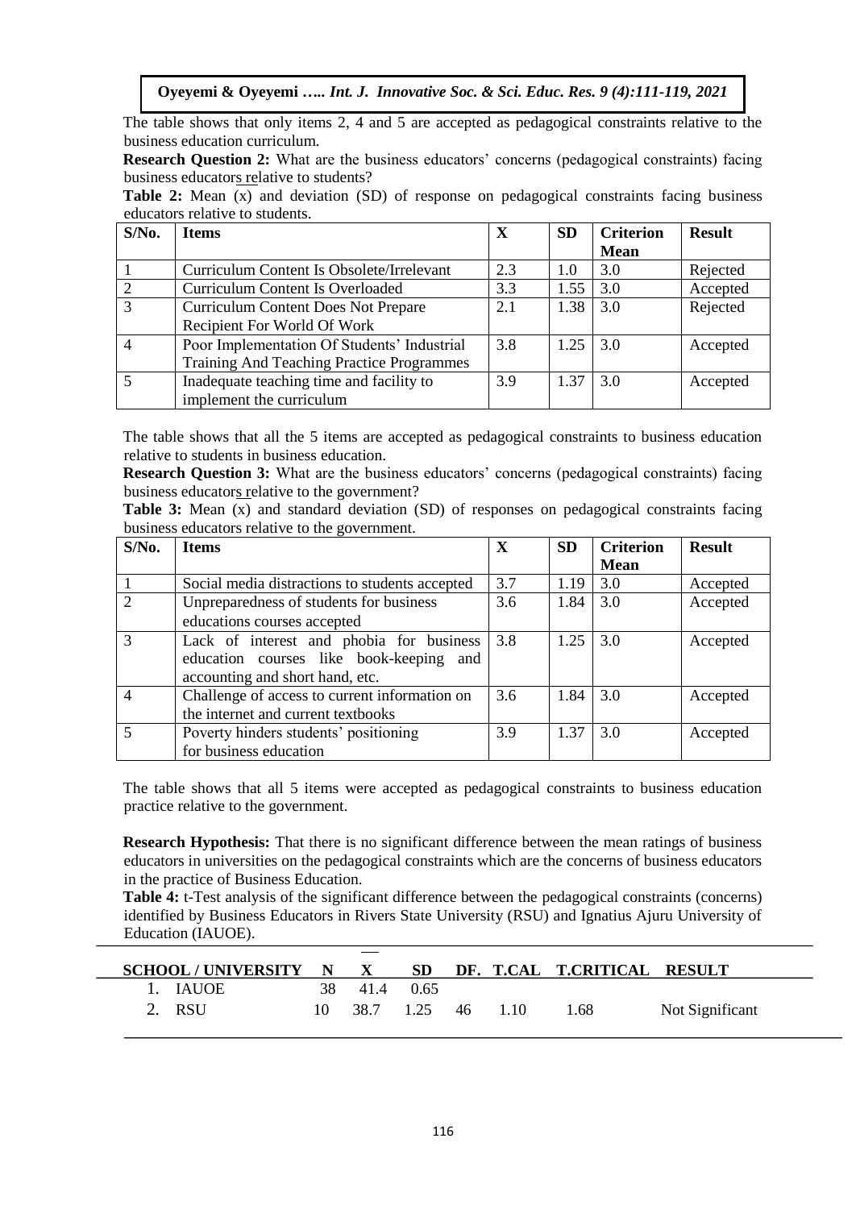The table shows that only items 2, 4 and 5 are accepted as pedagogical constraints relative to the business education curriculum.

**Research Question 2:** What are the business educators' concerns (pedagogical constraints) facing business educators relative to students?

**Table 2:** Mean (x) and deviation (SD) of response on pedagogical constraints facing business educators relative to students.

| S/No. | Items | X | SD | Criterion Mean | Result |
|---|---|---|---|---|---|
| 1 | Curriculum Content Is Obsolete/Irrelevant | 2.3 | 1.0 | 3.0 | Rejected |
| 2 | Curriculum Content Is Overloaded | 3.3 | 1.55 | 3.0 | Accepted |
| 3 | Curriculum Content Does Not Prepare Recipient For World Of Work | 2.1 | 1.38 | 3.0 | Rejected |
| 4 | Poor Implementation Of Students' Industrial Training And Teaching Practice Programmes | 3.8 | 1.25 | 3.0 | Accepted |
| 5 | Inadequate teaching time and facility to implement the curriculum | 3.9 | 1.37 | 3.0 | Accepted |

The table shows that all the 5 items are accepted as pedagogical constraints to business education relative to students in business education.

**Research Question 3:** What are the business educators' concerns (pedagogical constraints) facing business educators relative to the government?

**Table 3:** Mean (x) and standard deviation (SD) of responses on pedagogical constraints facing business educators relative to the government.

| S/No. | Items | X | SD | Criterion Mean | Result |
|---|---|---|---|---|---|
| 1 | Social media distractions to students accepted | 3.7 | 1.19 | 3.0 | Accepted |
| 2 | Unpreparedness of students for business educations courses accepted | 3.6 | 1.84 | 3.0 | Accepted |
| 3 | Lack of interest and phobia for business education courses like book-keeping and accounting and short hand, etc. | 3.8 | 1.25 | 3.0 | Accepted |
| 4 | Challenge of access to current information on the internet and current textbooks | 3.6 | 1.84 | 3.0 | Accepted |
| 5 | Poverty hinders students' positioning for business education | 3.9 | 1.37 | 3.0 | Accepted |

The table shows that all 5 items were accepted as pedagogical constraints to business education practice relative to the government.

**Research Hypothesis:** That there is no significant difference between the mean ratings of business educators in universities on the pedagogical constraints which are the concerns of business educators in the practice of Business Education.

**Table 4:** t-Test analysis of the significant difference between the pedagogical constraints (concerns) identified by Business Educators in Rivers State University (RSU) and Ignatius Ajuru University of Education (IAUOE).

| SCHOOL / UNIVERSITY | N | $\bar{X}$ | SD | DF. | T.CAL | T.CRITICAL | RESULT |
|---|---|---|---|---|---|---|---|
| 1. IAUOE | 38 | 41.4 | 0.65 | | | | |
| 2. RSU | 10 | 38.7 | 1.25 | 46 | 1.10 | 1.68 | Not Significant |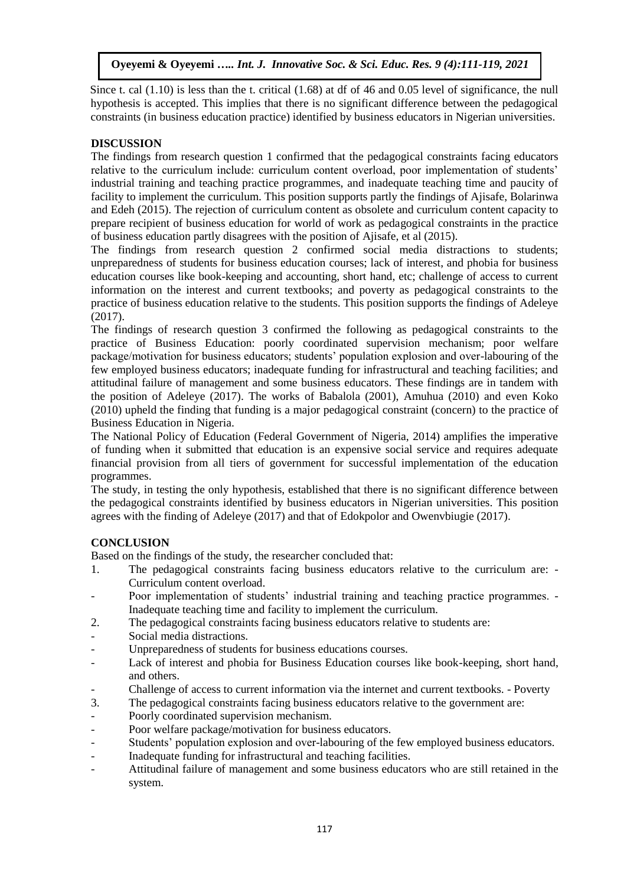Since t. cal (1.10) is less than the t. critical (1.68) at df of 46 and 0.05 level of significance, the null hypothesis is accepted. This implies that there is no significant difference between the pedagogical constraints (in business education practice) identified by business educators in Nigerian universities.

## DISCUSSION

The findings from research question 1 confirmed that the pedagogical constraints facing educators relative to the curriculum include: curriculum content overload, poor implementation of students' industrial training and teaching practice programmes, and inadequate teaching time and paucity of facility to implement the curriculum. This position supports partly the findings of Ajisafe, Bolarinwa and Edeh (2015). The rejection of curriculum content as obsolete and curriculum content capacity to prepare recipient of business education for world of work as pedagogical constraints in the practice of business education partly disagrees with the position of Ajisafe, et al (2015).

The findings from research question 2 confirmed social media distractions to students; unpreparedness of students for business education courses; lack of interest, and phobia for business education courses like book-keeping and accounting, short hand, etc; challenge of access to current information on the interest and current textbooks; and poverty as pedagogical constraints to the practice of business education relative to the students. This position supports the findings of Adeleye (2017).

The findings of research question 3 confirmed the following as pedagogical constraints to the practice of Business Education: poorly coordinated supervision mechanism; poor welfare package/motivation for business educators; students' population explosion and over-labouring of the few employed business educators; inadequate funding for infrastructural and teaching facilities; and attitudinal failure of management and some business educators. These findings are in tandem with the position of Adeleye (2017). The works of Babalola (2001), Amuhua (2010) and even Koko (2010) upheld the finding that funding is a major pedagogical constraint (concern) to the practice of Business Education in Nigeria.

The National Policy of Education (Federal Government of Nigeria, 2014) amplifies the imperative of funding when it submitted that education is an expensive social service and requires adequate financial provision from all tiers of government for successful implementation of the education programmes.

The study, in testing the only hypothesis, established that there is no significant difference between the pedagogical constraints identified by business educators in Nigerian universities. This position agrees with the finding of Adeleye (2017) and that of Edokpolor and Owenvbiugie (2017).

## CONCLUSION

Based on the findings of the study, the researcher concluded that:

1. The pedagogical constraints facing business educators relative to the curriculum are: - Curriculum content overload.
- Poor implementation of students' industrial training and teaching practice programmes. - Inadequate teaching time and facility to implement the curriculum.

2. The pedagogical constraints facing business educators relative to students are:
- Social media distractions.
- Unpreparedness of students for business educations courses.
- Lack of interest and phobia for Business Education courses like book-keeping, short hand, and others.
- Challenge of access to current information via the internet and current textbooks. - Poverty

3. The pedagogical constraints facing business educators relative to the government are:
- Poorly coordinated supervision mechanism.
- Poor welfare package/motivation for business educators.
- Students' population explosion and over-labouring of the few employed business educators.
- Inadequate funding for infrastructural and teaching facilities.
- Attitudinal failure of management and some business educators who are still retained in the system.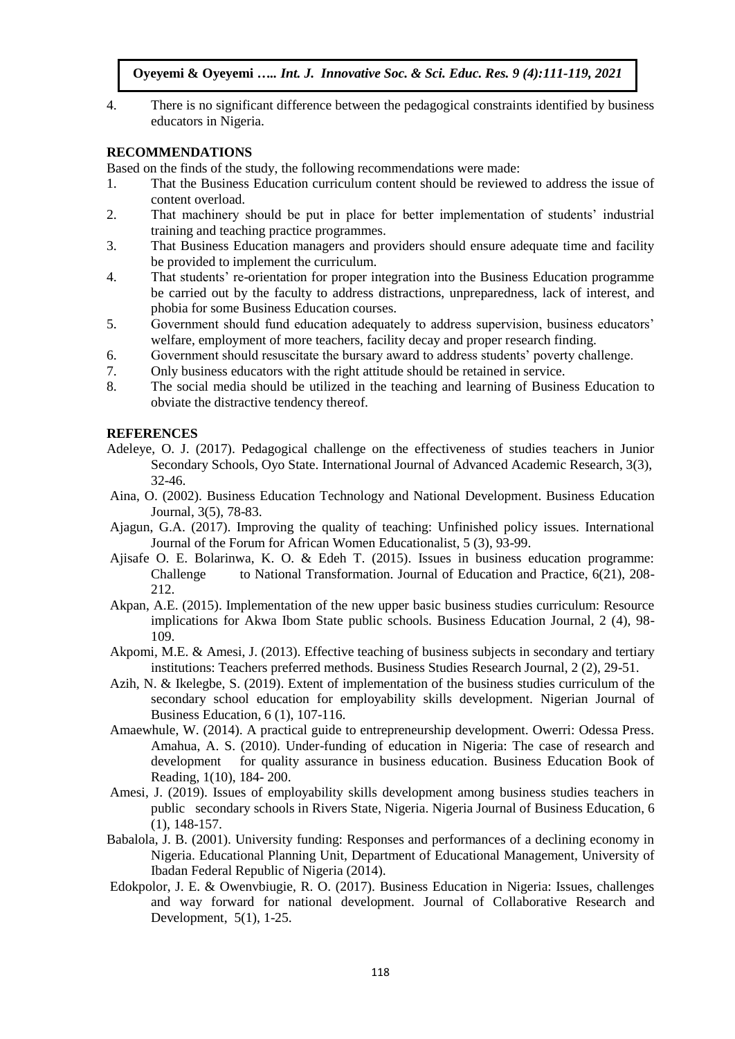4. There is no significant difference between the pedagogical constraints identified by business educators in Nigeria.

## RECOMMENDATIONS

Based on the finds of the study, the following recommendations were made:

1. That the Business Education curriculum content should be reviewed to address the issue of content overload.
2. That machinery should be put in place for better implementation of students' industrial training and teaching practice programmes.
3. That Business Education managers and providers should ensure adequate time and facility be provided to implement the curriculum.
4. That students' re-orientation for proper integration into the Business Education programme be carried out by the faculty to address distractions, unpreparedness, lack of interest, and phobia for some Business Education courses.
5. Government should fund education adequately to address supervision, business educators' welfare, employment of more teachers, facility decay and proper research finding.
6. Government should resuscitate the bursary award to address students' poverty challenge.
7. Only business educators with the right attitude should be retained in service.
8. The social media should be utilized in the teaching and learning of Business Education to obviate the distractive tendency thereof.

## REFERENCES

Adeleye, O. J. (2017). Pedagogical challenge on the effectiveness of studies teachers in Junior Secondary Schools, Oyo State. International Journal of Advanced Academic Research, 3(3), 32-46.

Aina, O. (2002). Business Education Technology and National Development. Business Education Journal, 3(5), 78-83.

Ajagun, G.A. (2017). Improving the quality of teaching: Unfinished policy issues. International Journal of the Forum for African Women Educationalist, 5 (3), 93-99.

Ajisafe O. E. Bolarinwa, K. O. & Edeh T. (2015). Issues in business education programme: Challenge to National Transformation. Journal of Education and Practice, 6(21), 208-212.

Akpan, A.E. (2015). Implementation of the new upper basic business studies curriculum: Resource implications for Akwa Ibom State public schools. Business Education Journal, 2 (4), 98-109.

Akpomi, M.E. & Amesi, J. (2013). Effective teaching of business subjects in secondary and tertiary institutions: Teachers preferred methods. Business Studies Research Journal, 2 (2), 29-51.

Azih, N. & Ikelegbe, S. (2019). Extent of implementation of the business studies curriculum of the secondary school education for employability skills development. Nigerian Journal of Business Education, 6 (1), 107-116.

Amaewhule, W. (2014). A practical guide to entrepreneurship development. Owerri: Odessa Press. Amahua, A. S. (2010). Under-funding of education in Nigeria: The case of research and development for quality assurance in business education. Business Education Book of Reading, 1(10), 184- 200.

Amesi, J. (2019). Issues of employability skills development among business studies teachers in public secondary schools in Rivers State, Nigeria. Nigeria Journal of Business Education, 6 (1), 148-157.

Babalola, J. B. (2001). University funding: Responses and performances of a declining economy in Nigeria. Educational Planning Unit, Department of Educational Management, University of Ibadan Federal Republic of Nigeria (2014).

Edkpolor, J. E. & Owenvbiugie, R. O. (2017). Business Education in Nigeria: Issues, challenges and way forward for national development. Journal of Collaborative Research and Development, 5(1), 1-25.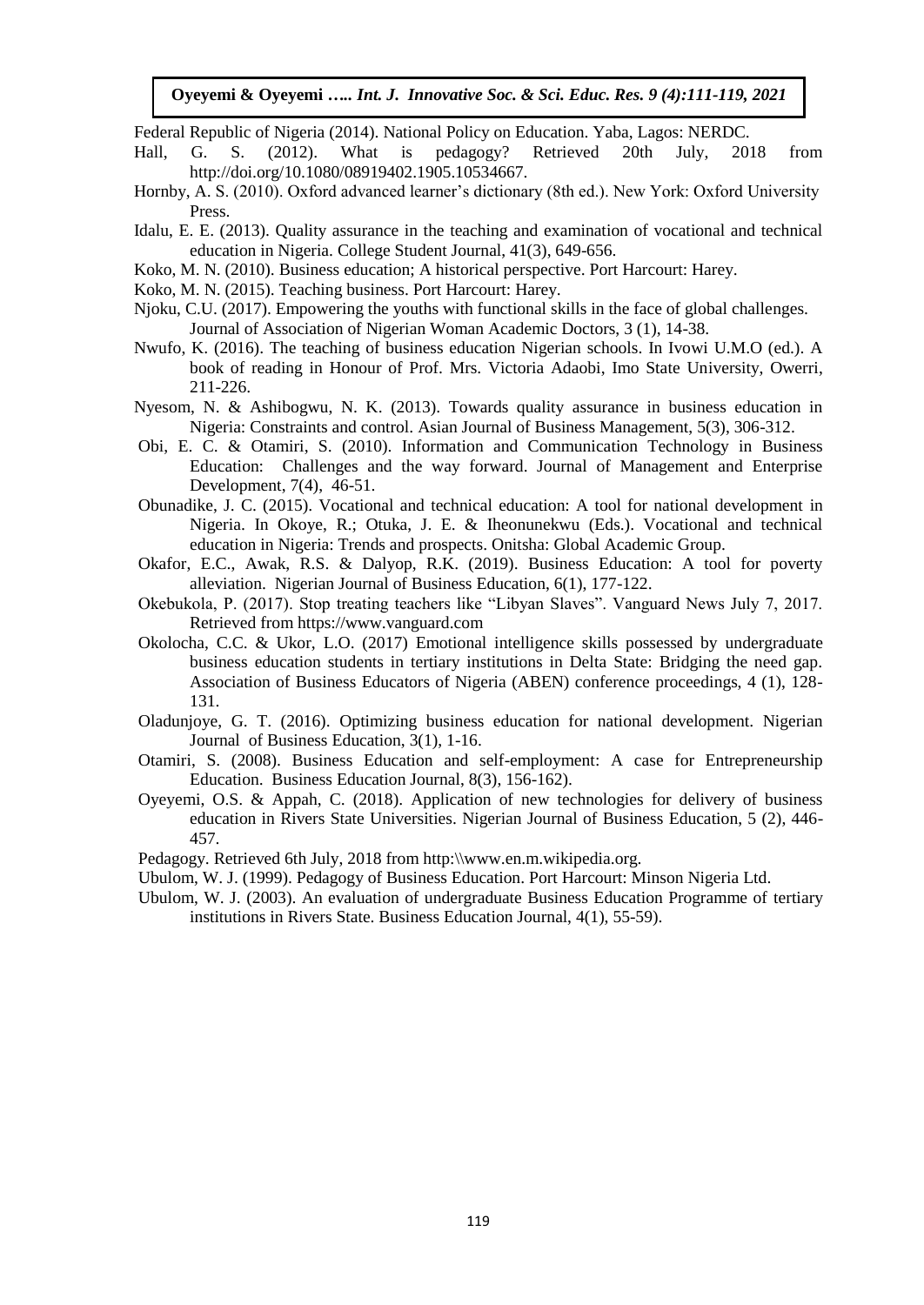Federal Republic of Nigeria (2014). National Policy on Education. Yaba, Lagos: NERDC.

Hall, G. S. (2012). What is pedagogy? Retrieved 20th July, 2018 from http://doi.org/10.1080/08919402.1905.10534667.

Hornby, A. S. (2010). Oxford advanced learner's dictionary (8th ed.). New York: Oxford University Press.

Idalu, E. E. (2013). Quality assurance in the teaching and examination of vocational and technical education in Nigeria. College Student Journal, 41(3), 649-656.

Koko, M. N. (2010). Business education; A historical perspective. Port Harcourt: Harey.

Koko, M. N. (2015). Teaching business. Port Harcourt: Harey.

Njoku, C.U. (2017). Empowering the youths with functional skills in the face of global challenges. Journal of Association of Nigerian Woman Academic Doctors, 3 (1), 14-38.

Nwufo, K. (2016). The teaching of business education Nigerian schools. In Ivowi U.M.O (ed.). A book of reading in Honour of Prof. Mrs. Victoria Adaobi, Imo State University, Owerri, 211-226.

Nyesom, N. & Ashibogwu, N. K. (2013). Towards quality assurance in business education in Nigeria: Constraints and control. Asian Journal of Business Management, 5(3), 306-312.

Obi, E. C. & Otamiri, S. (2010). Information and Communication Technology in Business Education: Challenges and the way forward. Journal of Management and Enterprise Development, 7(4), 46-51.

Obunadike, J. C. (2015). Vocational and technical education: A tool for national development in Nigeria. In Okoye, R.; Otuka, J. E. & Iheonunekwu (Eds.). Vocational and technical education in Nigeria: Trends and prospects. Onitsha: Global Academic Group.

Okafor, E.C., Awak, R.S. & Dalyop, R.K. (2019). Business Education: A tool for poverty alleviation. Nigerian Journal of Business Education, 6(1), 177-122.

Okebukola, P. (2017). Stop treating teachers like "Libyan Slaves". Vanguard News July 7, 2017. Retrieved from https://www.vanguard.com

Okolocha, C.C. & Ukor, L.O. (2017) Emotional intelligence skills possessed by undergraduate business education students in tertiary institutions in Delta State: Bridging the need gap. Association of Business Educators of Nigeria (ABEN) conference proceedings, 4 (1), 128-131.

Oladunjoye, G. T. (2016). Optimizing business education for national development. Nigerian Journal of Business Education, 3(1), 1-16.

Otamiri, S. (2008). Business Education and self-employment: A case for Entrepreneurship Education. Business Education Journal, 8(3), 156-162).

Oyeyemi, O.S. & Appah, C. (2018). Application of new technologies for delivery of business education in Rivers State Universities. Nigerian Journal of Business Education, 5 (2), 446-457.

Pedagogy. Retrieved 6th July, 2018 from http:\\www.en.m.wikipedia.org.

Ubulom, W. J. (1999). Pedagogy of Business Education. Port Harcourt: Minson Nigeria Ltd.

Ubulom, W. J. (2003). An evaluation of undergraduate Business Education Programme of tertiary institutions in Rivers State. Business Education Journal, 4(1), 55-59).